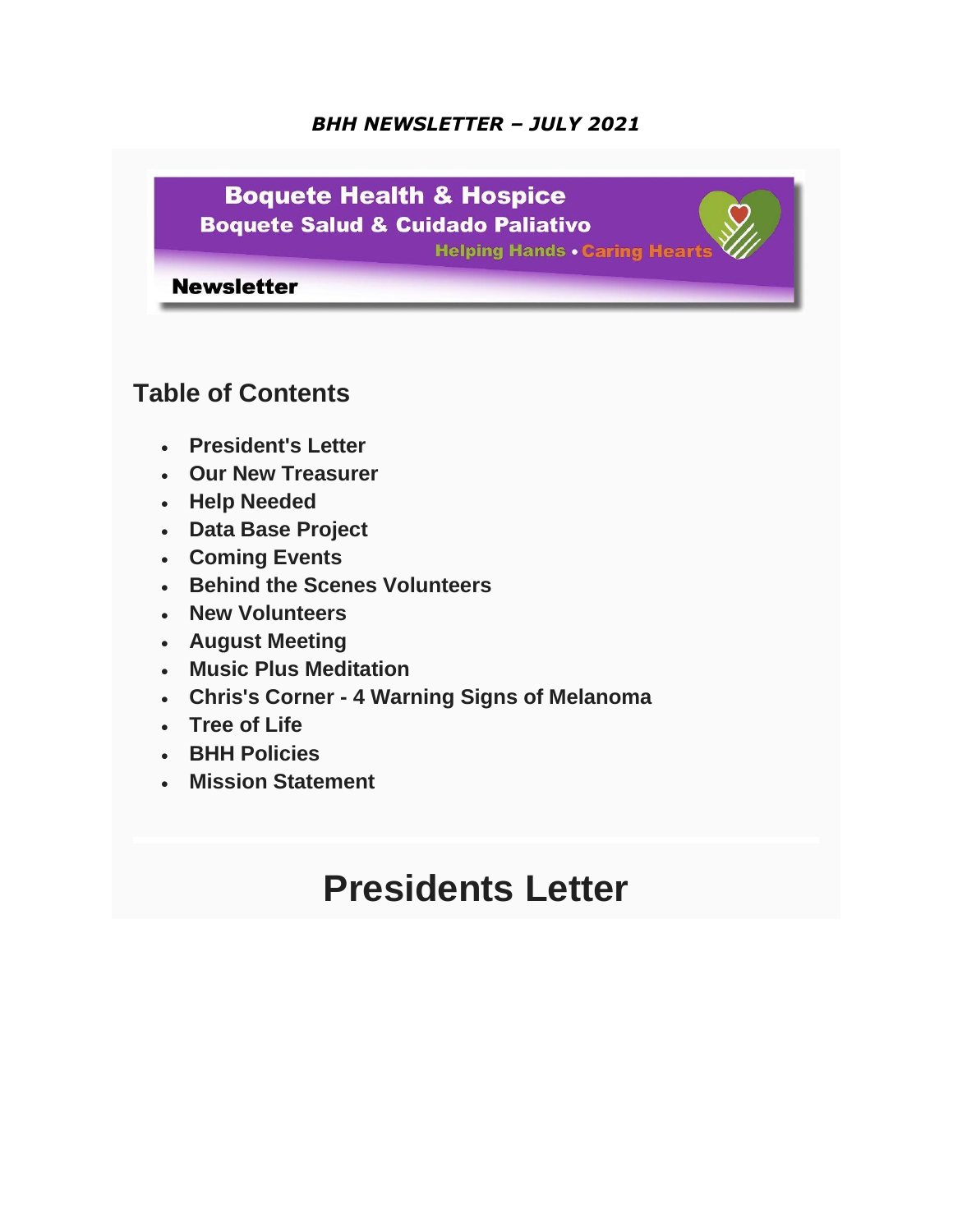***BHH NEWSLETTER – JULY 2021***

**Boquete Health & Hospice**
**Boquete Salud & Cuidado Paliativo**
**Helping Hands • Caring Hearts**

**Newsletter**

## Table of Contents

- **President's Letter**
- **Our New Treasurer**
- **Help Needed**
- **Data Base Project**
- **Coming Events**
- **Behind the Scenes Volunteers**
- **New Volunteers**
- **August Meeting**
- **Music Plus Meditation**
- **Chris's Corner - 4 Warning Signs of Melanoma**
- **Tree of Life**
- **BHH Policies**
- **Mission Statement**

# Presidents Letter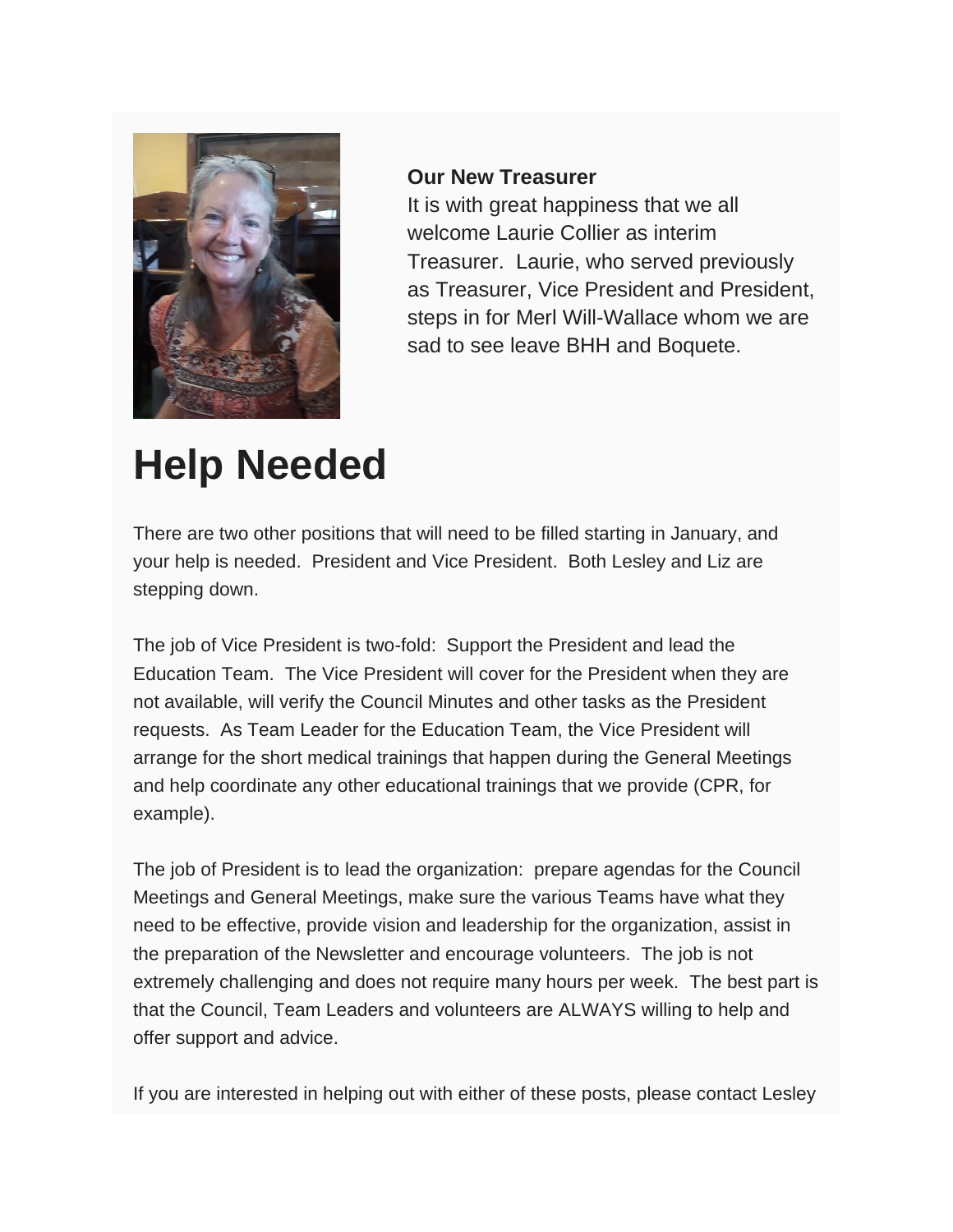**Our New Treasurer**

It is with great happiness that we all welcome Laurie Collier as interim Treasurer. Laurie, who served previously as Treasurer, Vice President and President, steps in for Merl Will-Wallace whom we are sad to see leave BHH and Boquete.

# Help Needed

There are two other positions that will need to be filled starting in January, and your help is needed. President and Vice President. Both Lesley and Liz are stepping down.

The job of Vice President is two-fold: Support the President and lead the Education Team. The Vice President will cover for the President when they are not available, will verify the Council Minutes and other tasks as the President requests. As Team Leader for the Education Team, the Vice President will arrange for the short medical trainings that happen during the General Meetings and help coordinate any other educational trainings that we provide (CPR, for example).

The job of President is to lead the organization: prepare agendas for the Council Meetings and General Meetings, make sure the various Teams have what they need to be effective, provide vision and leadership for the organization, assist in the preparation of the Newsletter and encourage volunteers. The job is not extremely challenging and does not require many hours per week. The best part is that the Council, Team Leaders and volunteers are ALWAYS willing to help and offer support and advice.

If you are interested in helping out with either of these posts, please contact Lesley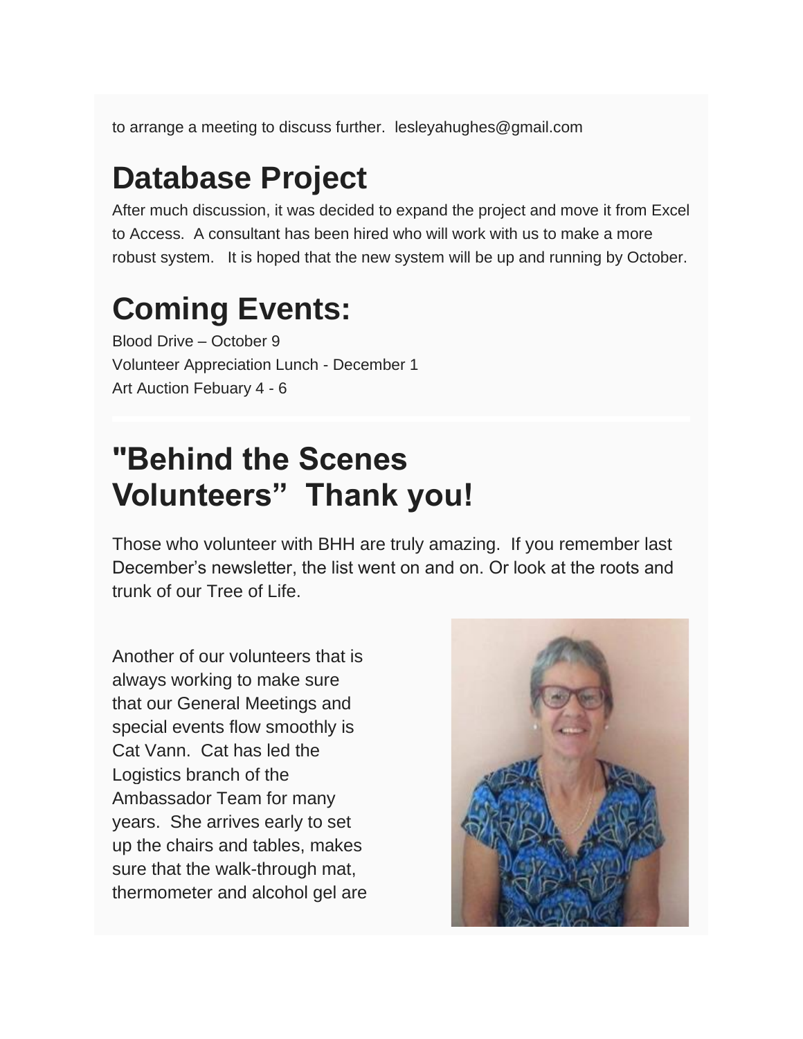to arrange a meeting to discuss further.  lesleyahughes@gmail.com

# Database Project

After much discussion, it was decided to expand the project and move it from Excel to Access.  A consultant has been hired who will work with us to make a more robust system.   It is hoped that the new system will be up and running by October.

# Coming Events:

Blood Drive – October 9
Volunteer Appreciation Lunch - December 1
Art Auction Febuary 4 - 6

# "Behind the Scenes Volunteers"  Thank you!

Those who volunteer with BHH are truly amazing.  If you remember last December's newsletter, the list went on and on. Or look at the roots and trunk of our Tree of Life.

Another of our volunteers that is always working to make sure that our General Meetings and special events flow smoothly is Cat Vann.  Cat has led the Logistics branch of the Ambassador Team for many years.  She arrives early to set up the chairs and tables, makes sure that the walk-through mat, thermometer and alcohol gel are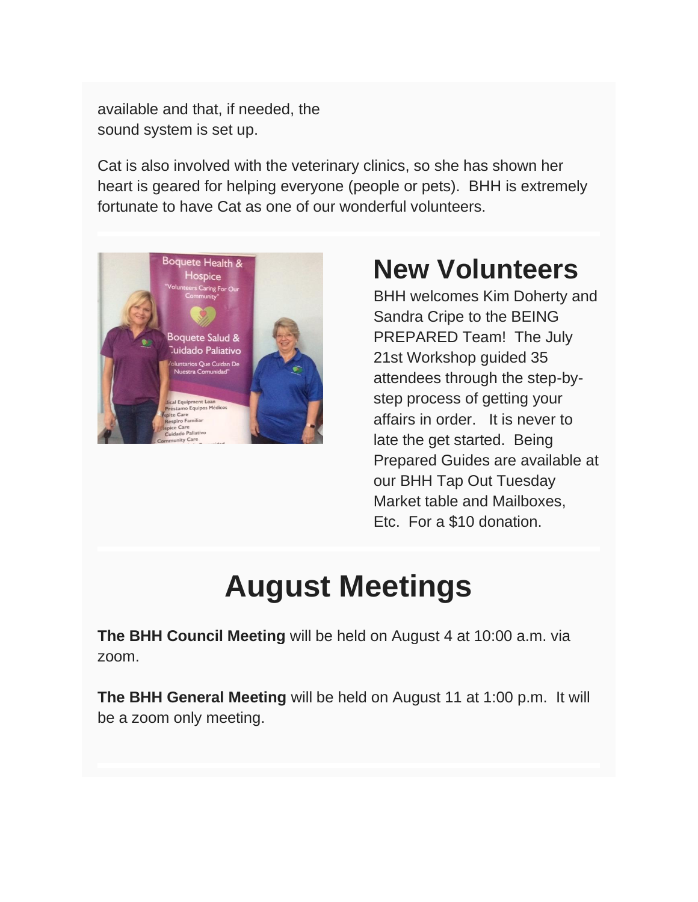available and that, if needed, the sound system is set up.

Cat is also involved with the veterinary clinics, so she has shown her heart is geared for helping everyone (people or pets).  BHH is extremely fortunate to have Cat as one of our wonderful volunteers.

## New Volunteers

BHH welcomes Kim Doherty and Sandra Cripe to the BEING PREPARED Team!  The July 21st Workshop guided 35 attendees through the step-by-step process of getting your affairs in order.   It is never to late the get started.  Being Prepared Guides are available at our BHH Tap Out Tuesday Market table and Mailboxes, Etc.  For a $10 donation.

# August Meetings

**The BHH Council Meeting** will be held on August 4 at 10:00 a.m. via zoom.

**The BHH General Meeting** will be held on August 11 at 1:00 p.m.  It will be a zoom only meeting.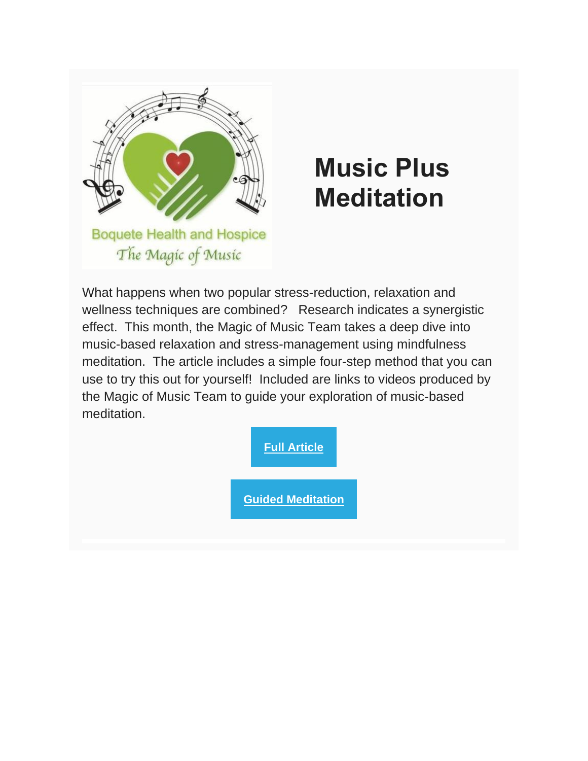Boquete Health and Hospice

*The Magic of Music*

# Music Plus Meditation

What happens when two popular stress-reduction, relaxation and wellness techniques are combined? Research indicates a synergistic effect. This month, the Magic of Music Team takes a deep dive into music-based relaxation and stress-management using mindfulness meditation. The article includes a simple four-step method that you can use to try this out for yourself! Included are links to videos produced by the Magic of Music Team to guide your exploration of music-based meditation.

**Full Article**

**Guided Meditation**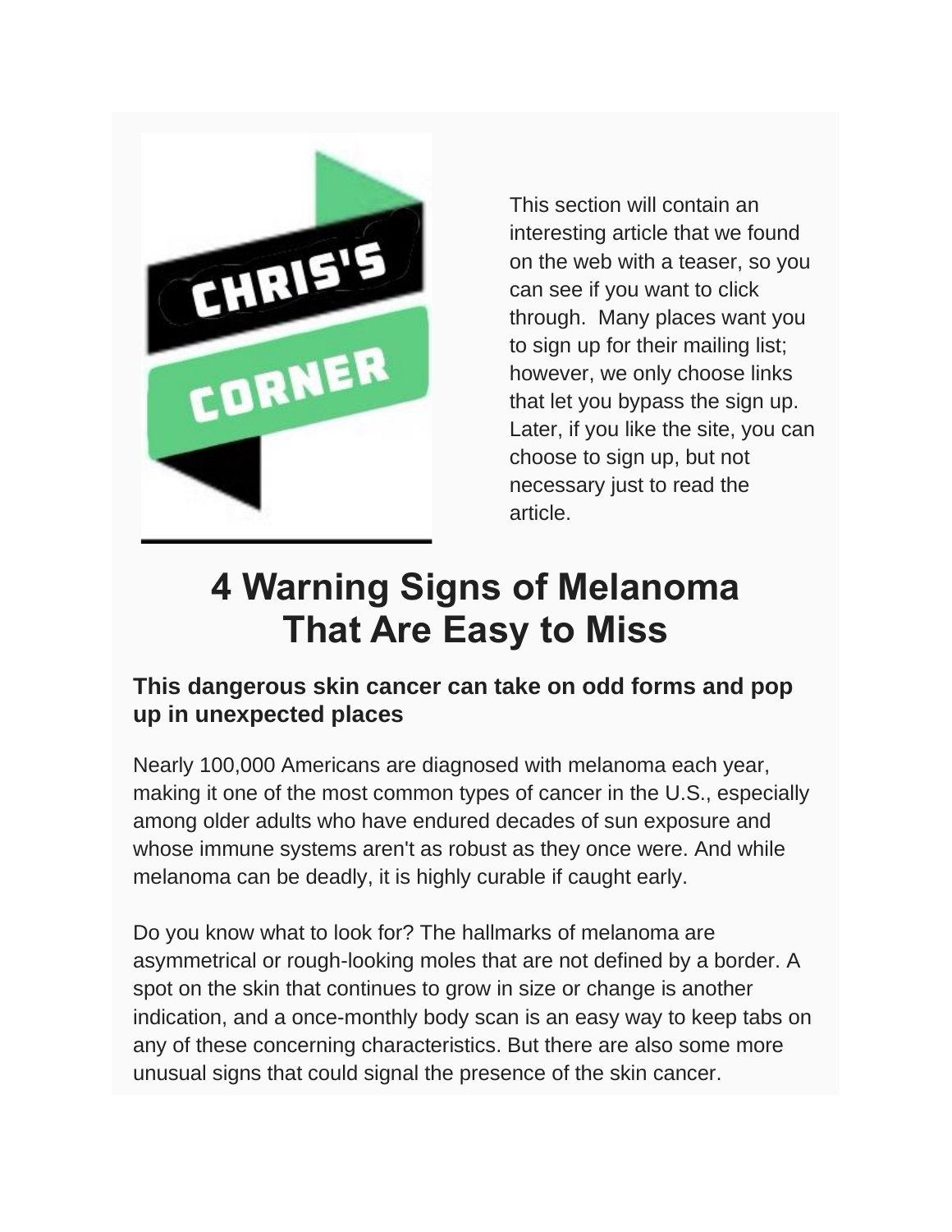CHRIS'S CORNER

This section will contain an interesting article that we found on the web with a teaser, so you can see if you want to click through. Many places want you to sign up for their mailing list; however, we only choose links that let you bypass the sign up. Later, if you like the site, you can choose to sign up, but not necessary just to read the article.

# 4 Warning Signs of Melanoma That Are Easy to Miss

### This dangerous skin cancer can take on odd forms and pop up in unexpected places

Nearly 100,000 Americans are diagnosed with melanoma each year, making it one of the most common types of cancer in the U.S., especially among older adults who have endured decades of sun exposure and whose immune systems aren't as robust as they once were. And while melanoma can be deadly, it is highly curable if caught early.

Do you know what to look for? The hallmarks of melanoma are asymmetrical or rough-looking moles that are not defined by a border. A spot on the skin that continues to grow in size or change is another indication, and a once-monthly body scan is an easy way to keep tabs on any of these concerning characteristics. But there are also some more unusual signs that could signal the presence of the skin cancer.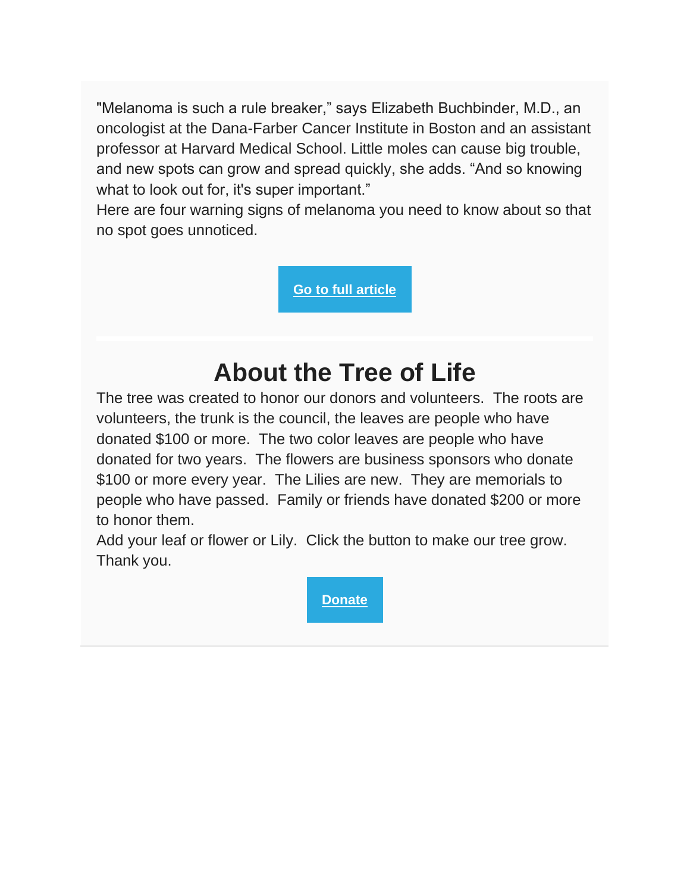"Melanoma is such a rule breaker," says Elizabeth Buchbinder, M.D., an oncologist at the Dana-Farber Cancer Institute in Boston and an assistant professor at Harvard Medical School. Little moles can cause big trouble, and new spots can grow and spread quickly, she adds. "And so knowing what to look out for, it's super important."

Here are four warning signs of melanoma you need to know about so that no spot goes unnoticed.

**Go to full article**

---

# About the Tree of Life

The tree was created to honor our donors and volunteers. The roots are volunteers, the trunk is the council, the leaves are people who have donated $100 or more. The two color leaves are people who have donated for two years. The flowers are business sponsors who donate $100 or more every year. The Lilies are new. They are memorials to people who have passed. Family or friends have donated $200 or more to honor them.

Add your leaf or flower or Lily. Click the button to make our tree grow. Thank you.

**Donate**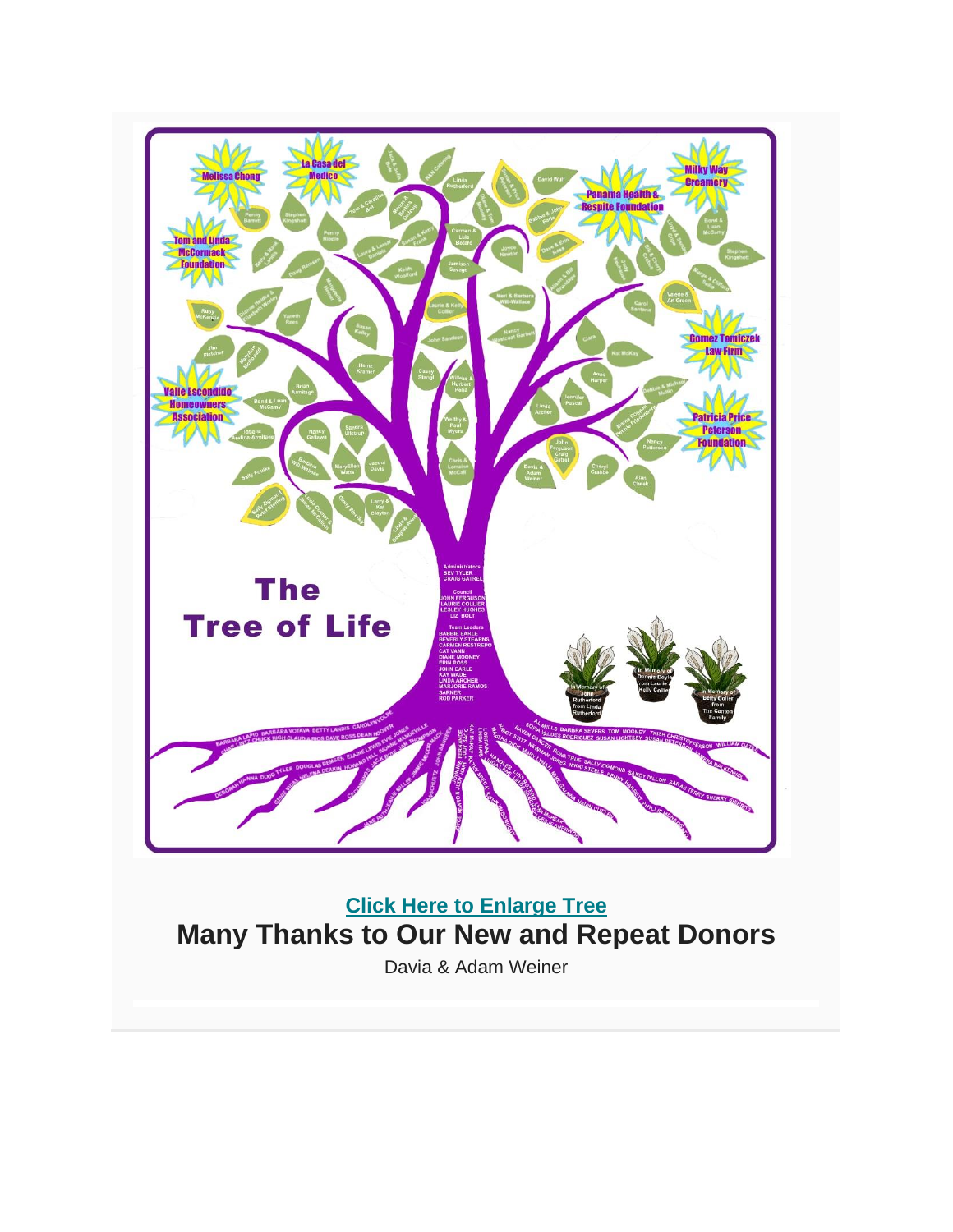**Click Here to Enlarge Tree**

## Many Thanks to Our New and Repeat Donors

Davia & Adam Weiner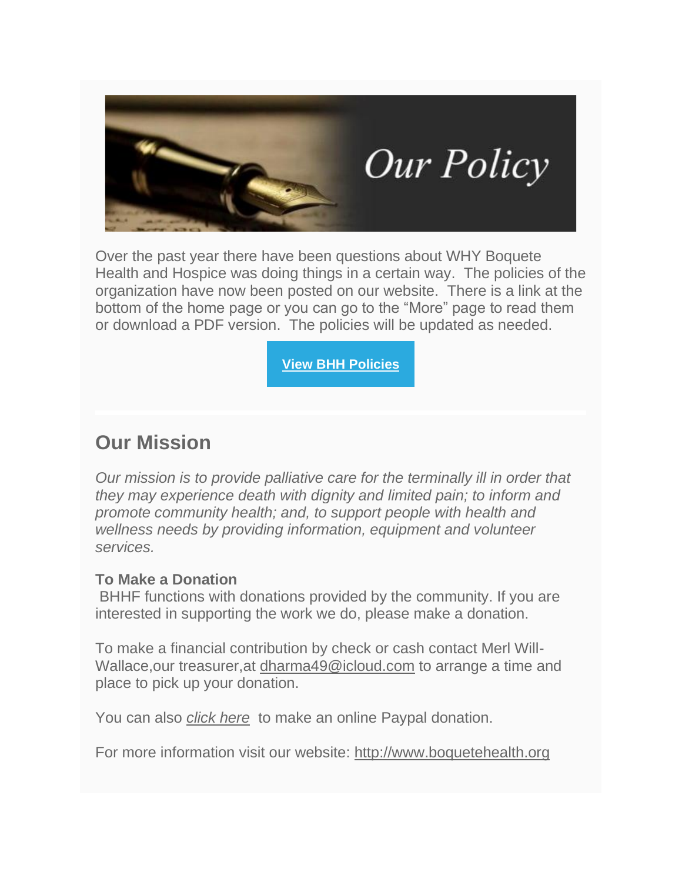# Our Policy

Over the past year there have been questions about WHY Boquete Health and Hospice was doing things in a certain way. The policies of the organization have now been posted on our website. There is a link at the bottom of the home page or you can go to the "More" page to read them or download a PDF version. The policies will be updated as needed.

**View BHH Policies**

## Our Mission

*Our mission is to provide palliative care for the terminally ill in order that they may experience death with dignity and limited pain; to inform and promote community health; and, to support people with health and wellness needs by providing information, equipment and volunteer services.*

**To Make a Donation**

BHHF functions with donations provided by the community. If you are interested in supporting the work we do, please make a donation.

To make a financial contribution by check or cash contact Merl Will-Wallace,our treasurer,at dharma49@icloud.com to arrange a time and place to pick up your donation.

You can also *click here* to make an online Paypal donation.

For more information visit our website: http://www.boquetehealth.org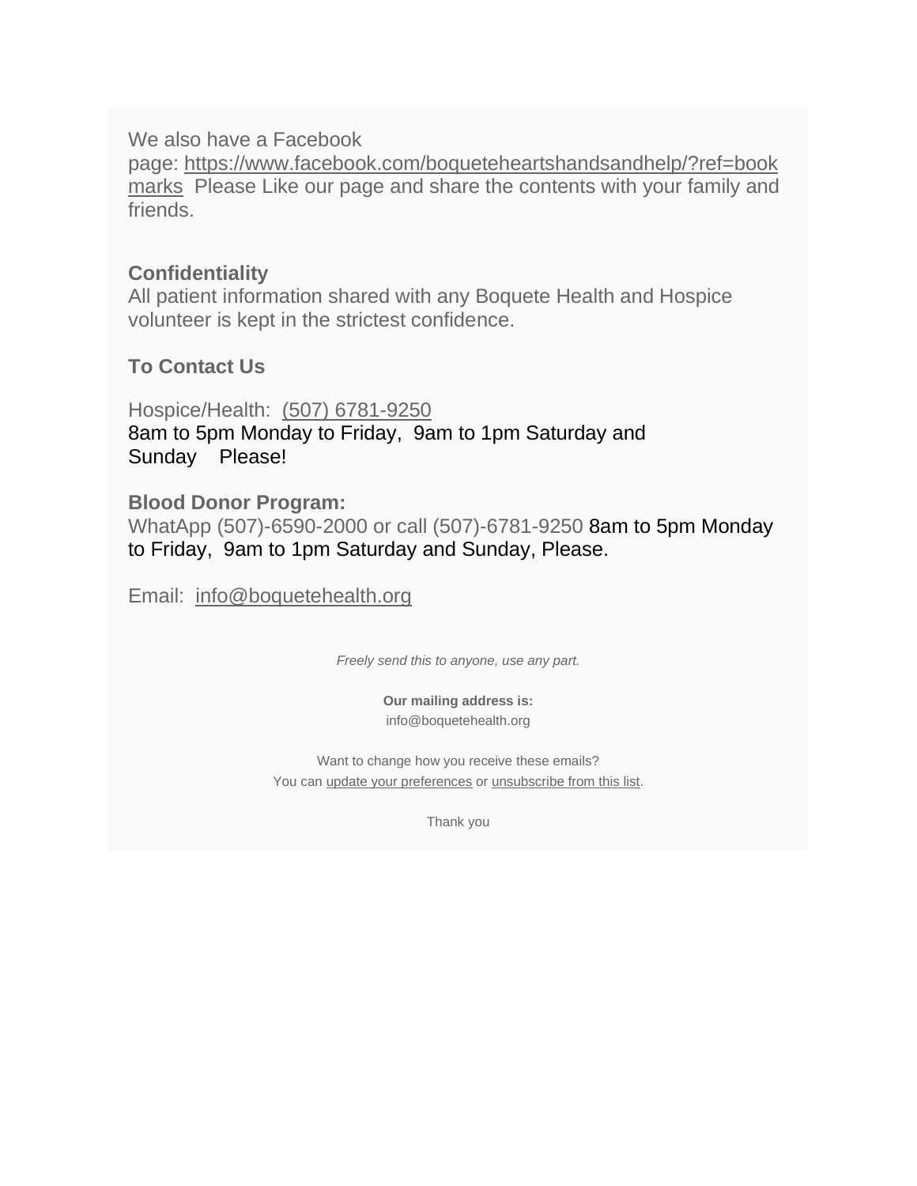We also have a Facebook page: https://www.facebook.com/boqueteheartshandsandhelp/?ref=bookmarks Please Like our page and share the contents with your family and friends.

**Confidentiality**
All patient information shared with any Boquete Health and Hospice volunteer is kept in the strictest confidence.

**To Contact Us**

Hospice/Health: (507) 6781-9250
8am to 5pm Monday to Friday, 9am to 1pm Saturday and Sunday Please!

**Blood Donor Program:**
WhatApp (507)-6590-2000 or call (507)-6781-9250 8am to 5pm Monday to Friday, 9am to 1pm Saturday and Sunday, Please.

Email: info@boquetehealth.org

*Freely send this to anyone, use any part.*

**Our mailing address is:**
info@boquetehealth.org

Want to change how you receive these emails?
You can update your preferences or unsubscribe from this list.

Thank you